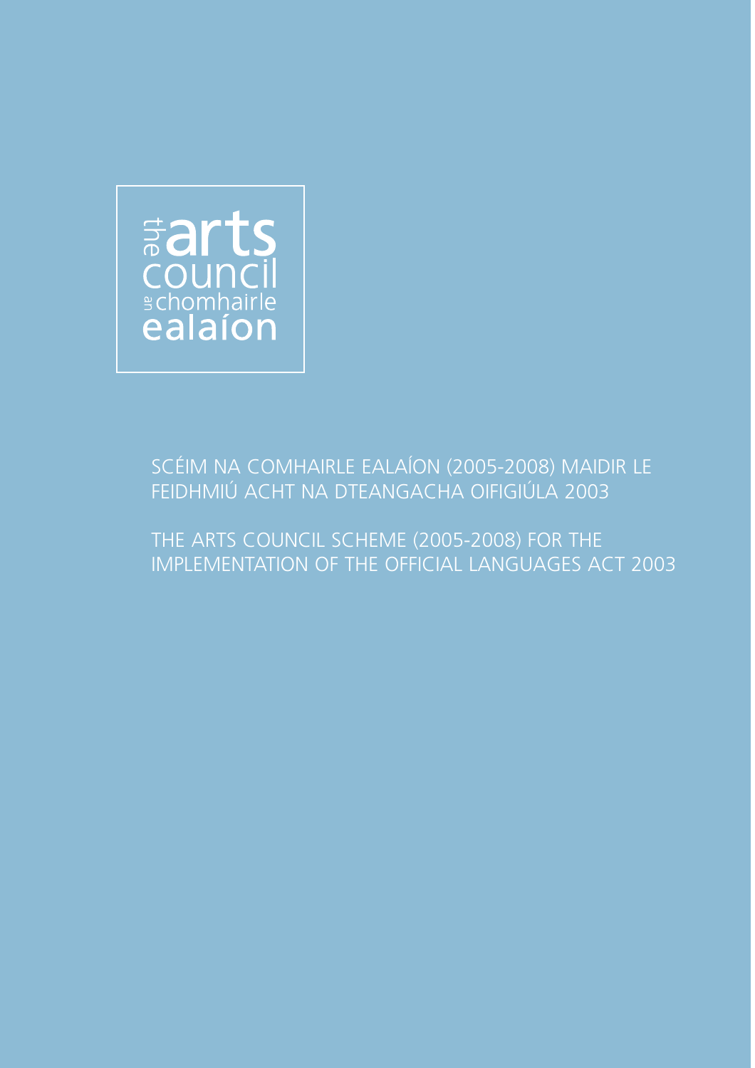the arts council
an chomhairle ealaíon

# SCÉIM NA COMHAIRLE EALAÍON (2005-2008) MAIDIR LE FEIDHMIÚ ACHT NA DTEANGACHA OIFIGIÚLA 2003

# THE ARTS COUNCIL SCHEME (2005-2008) FOR THE IMPLEMENTATION OF THE OFFICIAL LANGUAGES ACT 2003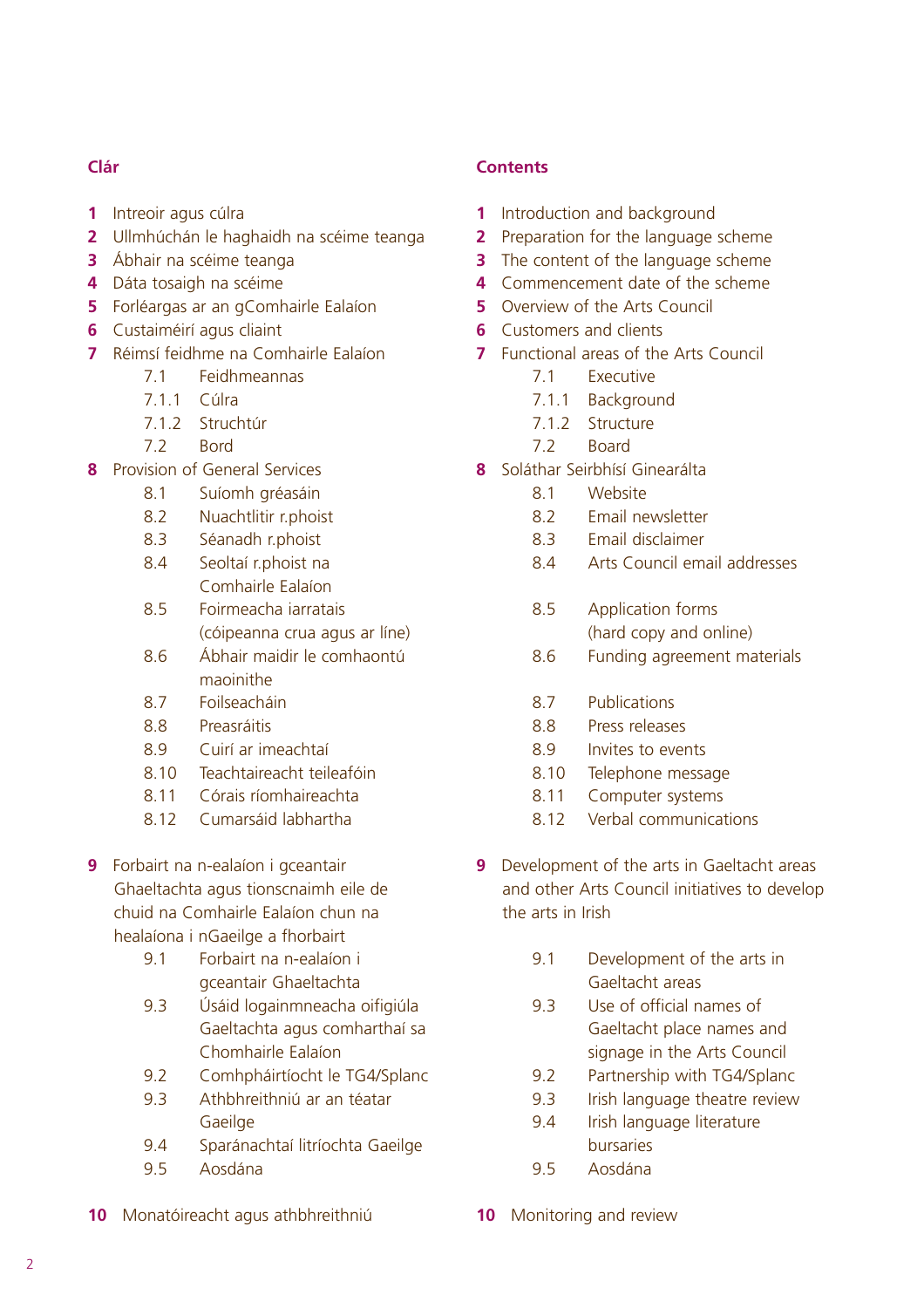## Clár

**1** Intreoir agus cúlra
**2** Ullmhúchán le haghaidh na scéime teanga
**3** Ábhair na scéime teanga
**4** Dáta tosaigh na scéime
**5** Forléargas ar an gComhairle Ealaíon
**6** Custaiméirí agus cliaint
**7** Réimsí feidhme na Comhairle Ealaíon
- 7.1 Feidhmeannas
- 7.1.1 Cúlra
- 7.1.2 Struchtúr
- 7.2 Bord

**8** Provision of General Services
- 8.1 Suíomh gréasáin
- 8.2 Nuachtlitir r.phoist
- 8.3 Séanadh r.phoist
- 8.4 Seoltaí r.phoist na Comhairle Ealaíon
- 8.5 Foirmeacha iarratais (cóipeanna crua agus ar líne)
- 8.6 Ábhair maidir le comhaontú maoinithe
- 8.7 Foilseacháin
- 8.8 Preasráitis
- 8.9 Cuirí ar imeachtaí
- 8.10 Teachtaireacht teileafóin
- 8.11 Córais ríomhaireachta
- 8.12 Cumarsáid labhartha

**9** Forbairt na n-ealaíon i gceantair Ghaeltachta agus tionscnaimh eile de chuid na Comhairle Ealaíon chun na healaíona i nGaeilge a fhorbairt
- 9.1 Forbairt na n-ealaíon i gceantair Ghaeltachta
- 9.3 Úsáid logainmneacha oifigiúla Gaeltachta agus comharthaí sa Chomhairle Ealaíon
- 9.2 Comhpháirtíocht le TG4/Splanc
- 9.3 Athbhreithniú ar an téatar Gaeilge
- 9.4 Sparánachtaí litríochta Gaeilge
- 9.5 Aosdána

**10** Monatóireacht agus athbhreithniú

## Contents

**1** Introduction and background
**2** Preparation for the language scheme
**3** The content of the language scheme
**4** Commencement date of the scheme
**5** Overview of the Arts Council
**6** Customers and clients
**7** Functional areas of the Arts Council
- 7.1 Executive
- 7.1.1 Background
- 7.1.2 Structure
- 7.2 Board

**8** Soláthar Seirbhísí Ginearálta
- 8.1 Website
- 8.2 Email newsletter
- 8.3 Email disclaimer
- 8.4 Arts Council email addresses
- 8.5 Application forms (hard copy and online)
- 8.6 Funding agreement materials
- 8.7 Publications
- 8.8 Press releases
- 8.9 Invites to events
- 8.10 Telephone message
- 8.11 Computer systems
- 8.12 Verbal communications

**9** Development of the arts in Gaeltacht areas and other Arts Council initiatives to develop the arts in Irish
- 9.1 Development of the arts in Gaeltacht areas
- 9.3 Use of official names of Gaeltacht place names and signage in the Arts Council
- 9.2 Partnership with TG4/Splanc
- 9.3 Irish language theatre review
- 9.4 Irish language literature bursaries
- 9.5 Aosdána

**10** Monitoring and review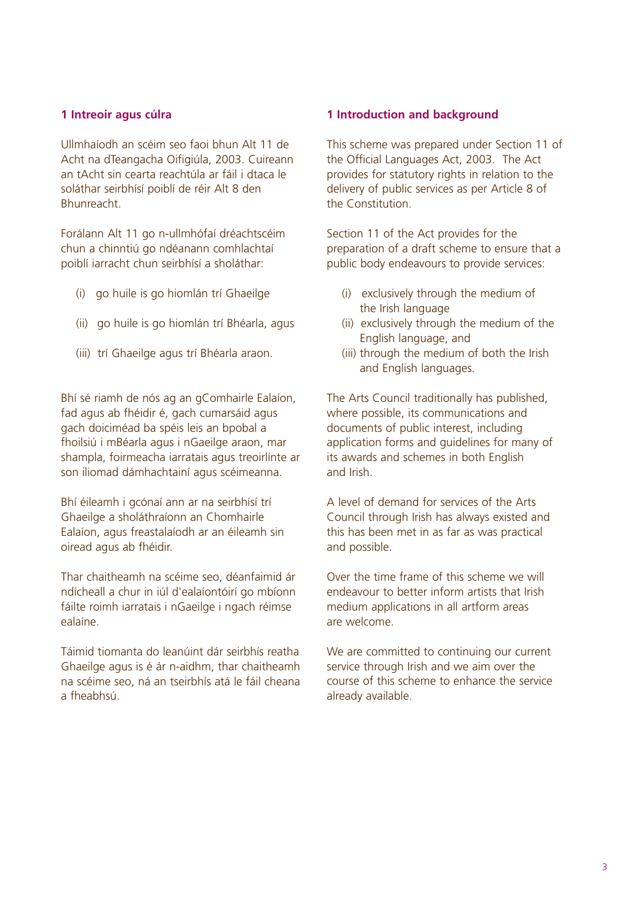## 1 Intreoir agus cúlra

Ullmhaíodh an scéim seo faoi bhun Alt 11 de Acht na dTeangacha Oifigiúla, 2003. Cuireann an tAcht sin cearta reachtúla ar fáil i dtaca le soláthar seirbhísí poiblí de réir Alt 8 den Bhunreacht.

Forálann Alt 11 go n-ullmhófaí dréachtscéim chun a chinntiú go ndéanann comhlachtaí poiblí iarracht chun seirbhísí a sholáthar:

(i) go huile is go hiomlán trí Ghaeilge

(ii) go huile is go hiomlán trí Bhéarla, agus

(iii) trí Ghaeilge agus trí Bhéarla araon.

Bhí sé riamh de nós ag an gComhairle Ealaíon, fad agus ab fhéidir é, gach cumarsáid agus gach doiciméad ba spéis leis an bpobal a fhoilsiú i mBéarla agus i nGaeilge araon, mar shampla, foirmeacha iarratais agus treoirlínte ar son iliomad dámhachtainí agus scéimeanna.

Bhí éileamh i gcónaí ann ar na seirbhísí trí Ghaeilge a sholáthraíonn an Chomhairle Ealaíon, agus freastalaíodh ar an éileamh sin oiread agus ab fhéidir.

Thar chaitheamh na scéime seo, déanfaimid ár ndícheall a chur in iúl d'ealaíontóirí go mbíonn fáilte roimh iarratais i nGaeilge i ngach réimse ealaíne.

Táimid tiomanta do leanúint dár seirbhís reatha Ghaeilge agus is é ár n-aidhm, thar chaitheamh na scéime seo, ná an tseirbhís atá le fáil cheana a fheabhsú.

## 1 Introduction and background

This scheme was prepared under Section 11 of the Official Languages Act, 2003. The Act provides for statutory rights in relation to the delivery of public services as per Article 8 of the Constitution.

Section 11 of the Act provides for the preparation of a draft scheme to ensure that a public body endeavours to provide services:

(i) exclusively through the medium of the Irish language

(ii) exclusively through the medium of the English language, and

(iii) through the medium of both the Irish and English languages.

The Arts Council traditionally has published, where possible, its communications and documents of public interest, including application forms and guidelines for many of its awards and schemes in both English and Irish.

A level of demand for services of the Arts Council through Irish has always existed and this has been met in as far as was practical and possible.

Over the time frame of this scheme we will endeavour to better inform artists that Irish medium applications in all artform areas are welcome.

We are committed to continuing our current service through Irish and we aim over the course of this scheme to enhance the service already available.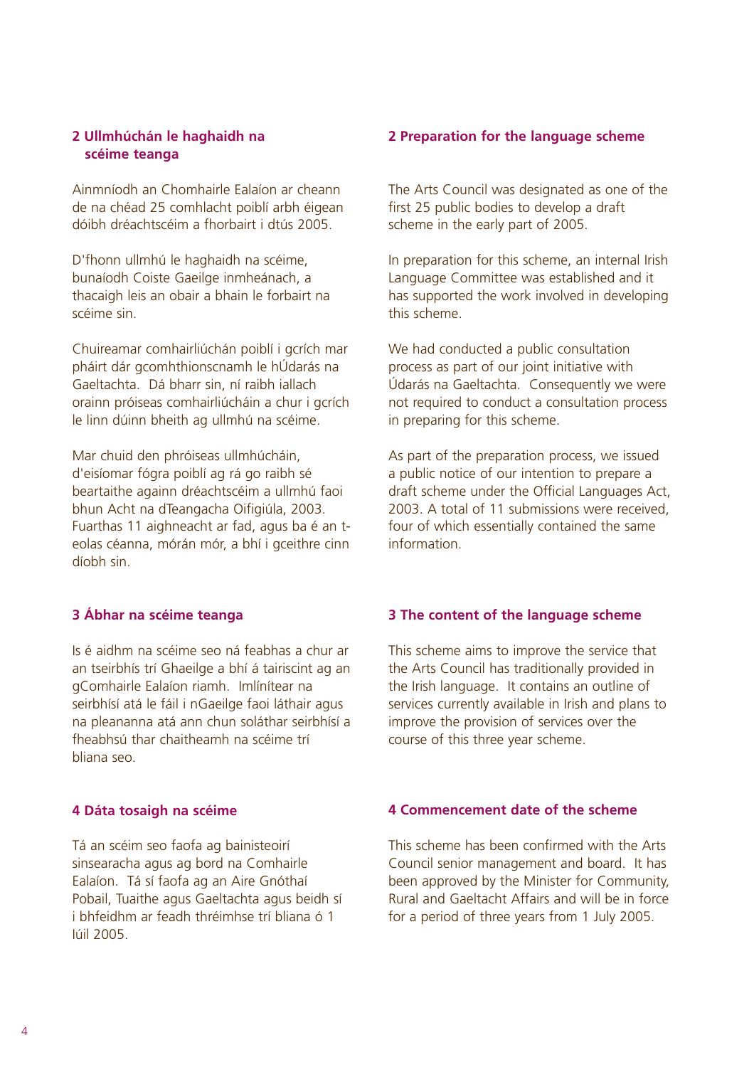## 2 Ullmhúchán le haghaidh na scéime teanga

Ainmníodh an Chomhairle Ealaíon ar cheann de na chéad 25 comhlacht poiblí arbh éigean dóibh dréachtscéim a fhorbairt i dtús 2005.

D'fhonn ullmhú le haghaidh na scéime, bunaíodh Coiste Gaeilge inmheánach, a thacaigh leis an obair a bhain le forbairt na scéime sin.

Chuireamar comhairliúchán poiblí i gcrích mar pháirt dár gcomhthionscnamh le hÚdarás na Gaeltachta. Dá bharr sin, ní raibh iallach orainn próiseas comhairliúcháin a chur i gcrích le linn dúinn bheith ag ullmhú na scéime.

Mar chuid den phróiseas ullmhúcháin, d'eisíomar fógra poiblí ag rá go raibh sé beartaithe againn dréachtscéim a ullmhú faoi bhun Acht na dTeangacha Oifigiúla, 2003. Fuarthas 11 aighneacht ar fad, agus ba é an t-eolas céanna, mórán mór, a bhí i gceithre cinn díobh sin.

## 2 Preparation for the language scheme

The Arts Council was designated as one of the first 25 public bodies to develop a draft scheme in the early part of 2005.

In preparation for this scheme, an internal Irish Language Committee was established and it has supported the work involved in developing this scheme.

We had conducted a public consultation process as part of our joint initiative with Údarás na Gaeltachta. Consequently we were not required to conduct a consultation process in preparing for this scheme.

As part of the preparation process, we issued a public notice of our intention to prepare a draft scheme under the Official Languages Act, 2003. A total of 11 submissions were received, four of which essentially contained the same information.

## 3 Ábhar na scéime teanga

Is é aidhm na scéime seo ná feabhas a chur ar an tseirbhís trí Ghaeilge a bhí á tairiscint ag an gComhairle Ealaíon riamh. Imlínítear na seirbhísí atá le fáil i nGaeilge faoi láthair agus na pleananna atá ann chun soláthar seirbhísí a fheabhsú thar chaitheamh na scéime trí bliana seo.

## 3 The content of the language scheme

This scheme aims to improve the service that the Arts Council has traditionally provided in the Irish language. It contains an outline of services currently available in Irish and plans to improve the provision of services over the course of this three year scheme.

## 4 Dáta tosaigh na scéime

Tá an scéim seo faofa ag bainisteoirí sinsearacha agus ag bord na Comhairle Ealaíon. Tá sí faofa ag an Aire Gnóthaí Pobail, Tuaithe agus Gaeltachta agus beidh sí i bhfeidhm ar feadh thréimhse trí bliana ó 1 Iúil 2005.

## 4 Commencement date of the scheme

This scheme has been confirmed with the Arts Council senior management and board. It has been approved by the Minister for Community, Rural and Gaeltacht Affairs and will be in force for a period of three years from 1 July 2005.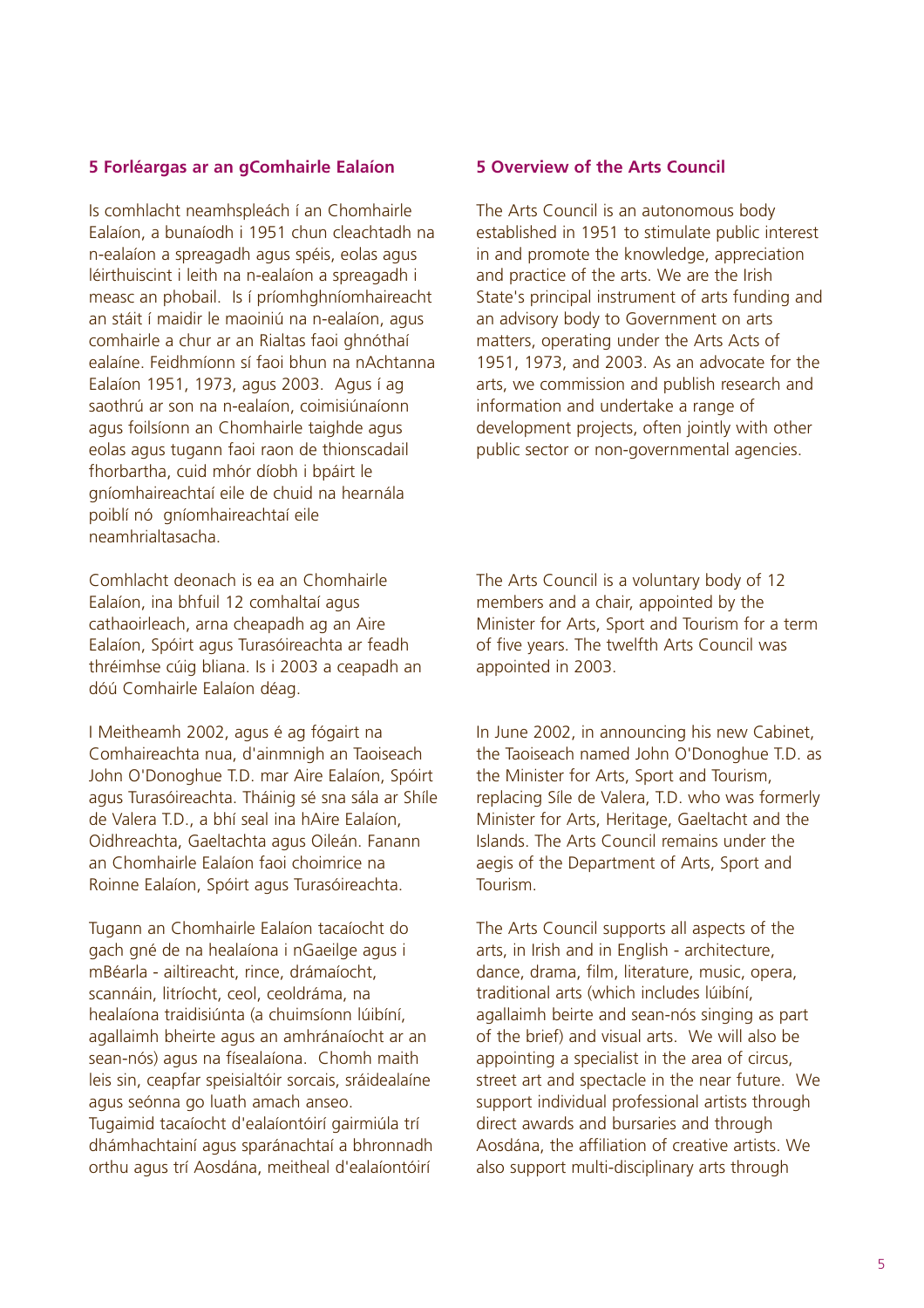## 5 Forléargas ar an gComhairle Ealaíon

Is comhlacht neamhspleách í an Chomhairle Ealaíon, a bunaíodh i 1951 chun cleachtadh na n-ealaíon a spreagadh agus spéis, eolas agus léirthuiscint i leith na n-ealaíon a spreagadh i measc an phobail. Is í príomhghníomhaireacht an stáit í maidir le maoiniú na n-ealaíon, agus comhairle a chur ar an Rialtas faoi ghnóthaí ealaíne. Feidhmíonn sí faoi bhun na nAchtanna Ealaíon 1951, 1973, agus 2003. Agus í ag saothrú ar son na n-ealaíon, coimisiúnaíonn agus foilsíonn an Chomhairle taighde agus eolas agus tugann faoi raon de thionscadail fhorbartha, cuid mhór díobh i bpáirt le gníomhaireachtaí eile de chuid na hearnála poiblí nó gníomhaireachtaí eile neamhrialtasacha.

Comhlacht deonach is ea an Chomhairle Ealaíon, ina bhfuil 12 comhaltaí agus cathaoirleach, arna cheapadh ag an Aire Ealaíon, Spóirt agus Turasóireachta ar feadh thréimhse cúig bliana. Is i 2003 a ceapadh an dóú Comhairle Ealaíon déag.

I Meitheamh 2002, agus é ag fógairt na Comhaireachta nua, d'ainmnigh an Taoiseach John O'Donoghue T.D. mar Aire Ealaíon, Spóirt agus Turasóireachta. Tháinig sé sna sála ar Shíle de Valera T.D., a bhí seal ina hAire Ealaíon, Oidhreachta, Gaeltachta agus Oileán. Fanann an Chomhairle Ealaíon faoi choimrice na Roinne Ealaíon, Spóirt agus Turasóireachta.

Tugann an Chomhairle Ealaíon tacaíocht do gach gné de na healaíona i nGaeilge agus i mBéarla - ailtireacht, rince, drámaíocht, scannáin, litríocht, ceol, ceoldráma, na healaíona traidisiúnta (a chuimsíonn lúibíní, agallaimh bheirte agus an amhránaíocht ar an sean-nós) agus na físealaíona. Chomh maith leis sin, ceapfar speisialtóir sorcais, sráidealaíne agus seónna go luath amach anseo. Tugaimid tacaíocht d'ealaíontóirí gairmiúla trí dhámhachtainí agus sparánachtaí a bhronnadh orthu agus trí Aosdána, meitheal d'ealaíontóirí

## 5 Overview of the Arts Council

The Arts Council is an autonomous body established in 1951 to stimulate public interest in and promote the knowledge, appreciation and practice of the arts. We are the Irish State's principal instrument of arts funding and an advisory body to Government on arts matters, operating under the Arts Acts of 1951, 1973, and 2003. As an advocate for the arts, we commission and publish research and information and undertake a range of development projects, often jointly with other public sector or non-governmental agencies.

The Arts Council is a voluntary body of 12 members and a chair, appointed by the Minister for Arts, Sport and Tourism for a term of five years. The twelfth Arts Council was appointed in 2003.

In June 2002, in announcing his new Cabinet, the Taoiseach named John O'Donoghue T.D. as the Minister for Arts, Sport and Tourism, replacing Síle de Valera, T.D. who was formerly Minister for Arts, Heritage, Gaeltacht and the Islands. The Arts Council remains under the aegis of the Department of Arts, Sport and Tourism.

The Arts Council supports all aspects of the arts, in Irish and in English - architecture, dance, drama, film, literature, music, opera, traditional arts (which includes lúibíní, agallaimh beirte and sean-nós singing as part of the brief) and visual arts. We will also be appointing a specialist in the area of circus, street art and spectacle in the near future. We support individual professional artists through direct awards and bursaries and through Aosdána, the affiliation of creative artists. We also support multi-disciplinary arts through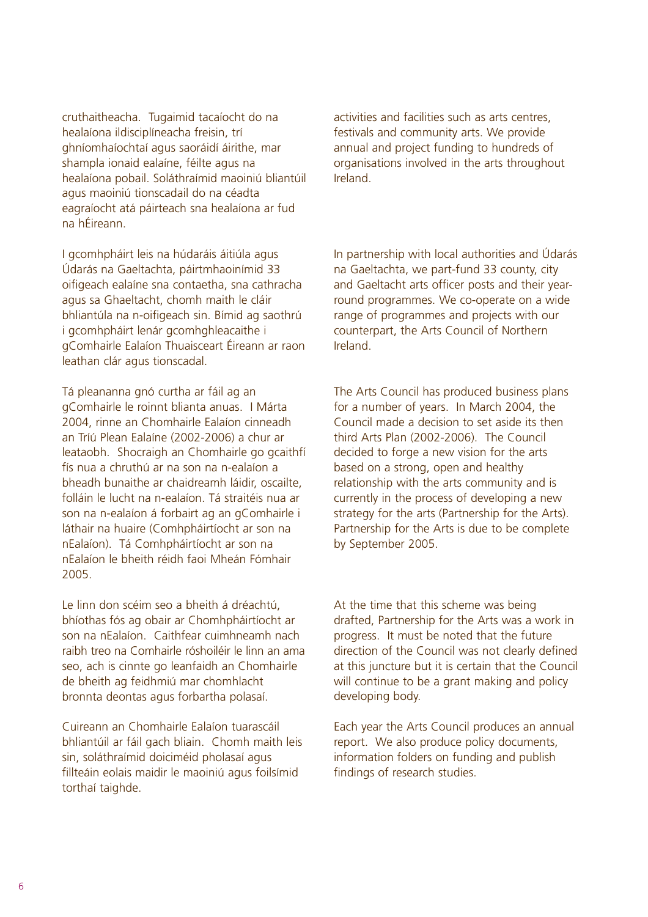cruthaitheacha. Tugaimid tacaíocht do na healaíona ildisciplíneacha freisin, trí ghníomhaíochtaí agus saoráidí áirithe, mar shampla ionaid ealaíne, féilte agus na healaíona pobail. Soláthraímid maoiniú bliantúil agus maoiniú tionscadail do na céadta eagraíocht atá páirteach sna healaíona ar fud na hÉireann.

I gcomhpháirt leis na húdaráis áitiúla agus Údarás na Gaeltachta, páirtmhaoinímid 33 oifigeach ealaíne sna contaetha, sna cathracha agus sa Ghaeltacht, chomh maith le cláir bhliantúla na n-oifigeach sin. Bímid ag saothrú i gcomhpháirt lenár gcomhghleacaithe i gComhairle Ealaíon Thuaisceart Éireann ar raon leathan clár agus tionscadal.

Tá pleananna gnó curtha ar fáil ag an gComhairle le roinnt blianta anuas. I Márta 2004, rinne an Chomhairle Ealaíon cinneadh an Tríú Plean Ealaíne (2002-2006) a chur ar leataobh. Shocraigh an Chomhairle go gcaithfí fís nua a chruthú ar na son na n-ealaíon a bheadh bunaithe ar chaidreamh láidir, oscailte, folláin le lucht na n-ealaíon. Tá straitéis nua ar son na n-ealaíon á forbairt ag an gComhairle i láthair na huaire (Comhpháirtíocht ar son na nEalaíon). Tá Comhpháirtíocht ar son na nEalaíon le bheith réidh faoi Mheán Fómhair 2005.

Le linn don scéim seo a bheith á dréachtú, bhíothas fós ag obair ar Chomhpháirtíocht ar son na nEalaíon. Caithfear cuimhneamh nach raibh treo na Comhairle róshoiléir le linn an ama seo, ach is cinnte go leanfaidh an Chomhairle de bheith ag feidhmiú mar chomhlacht bronnta deontas agus forbartha polasaí.

Cuireann an Chomhairle Ealaíon tuarascáil bhliantúil ar fáil gach bliain. Chomh maith leis sin, soláthraímid doiciméid pholasaí agus fillteáin eolais maidir le maoiniú agus foilsímid torthaí taighde.

activities and facilities such as arts centres, festivals and community arts. We provide annual and project funding to hundreds of organisations involved in the arts throughout Ireland.

In partnership with local authorities and Údarás na Gaeltachta, we part-fund 33 county, city and Gaeltacht arts officer posts and their year-round programmes. We co-operate on a wide range of programmes and projects with our counterpart, the Arts Council of Northern Ireland.

The Arts Council has produced business plans for a number of years. In March 2004, the Council made a decision to set aside its then third Arts Plan (2002-2006). The Council decided to forge a new vision for the arts based on a strong, open and healthy relationship with the arts community and is currently in the process of developing a new strategy for the arts (Partnership for the Arts). Partnership for the Arts is due to be complete by September 2005.

At the time that this scheme was being drafted, Partnership for the Arts was a work in progress. It must be noted that the future direction of the Council was not clearly defined at this juncture but it is certain that the Council will continue to be a grant making and policy developing body.

Each year the Arts Council produces an annual report. We also produce policy documents, information folders on funding and publish findings of research studies.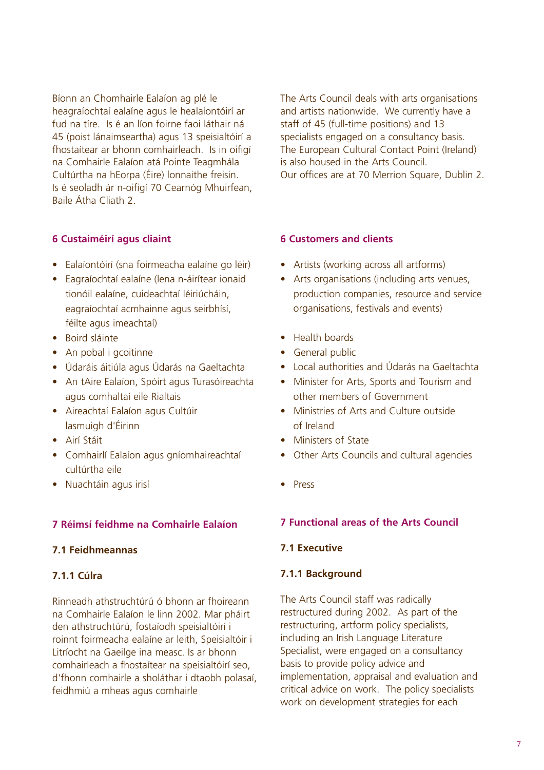Bíonn an Chomhairle Ealaíon ag plé le heagraíochtaí ealaíne agus le healaíontóirí ar fud na tíre. Is é an líon foirne faoi láthair ná 45 (poist lánaimseartha) agus 13 speisialtóirí a fhostaítear ar bhonn comhairleach. Is in oifigí na Comhairle Ealaíon atá Pointe Teagmhála Cultúrtha na hEorpa (Éire) lonnaithe freisin. Is é seoladh ár n-oifigí 70 Cearnóg Mhuirfean, Baile Átha Cliath 2.

## 6 Custaiméirí agus cliaint

- Ealaíontóirí (sna foirmeacha ealaíne go léir)
- Eagraíochtaí ealaíne (lena n-áirítear ionaid tionóil ealaíne, cuideachtaí léiriúcháin, eagraíochtaí acmhainne agus seirbhísí, féilte agus imeachtaí)
- Boird sláinte
- An pobal i gcoitinne
- Údaráis áitiúla agus Údarás na Gaeltachta
- An tAire Ealaíon, Spóirt agus Turasóireachta agus comhaltaí eile Rialtais
- Aireachtaí Ealaíon agus Cultúir lasmuigh d'Éirinn
- Airí Stáit
- Comhairlí Ealaíon agus gníomhaireachtaí cultúrtha eile
- Nuachtáin agus irisí

## 7 Réimsí feidhme na Comhairle Ealaíon

### 7.1 Feidhmeannas

#### 7.1.1 Cúlra

Rinneadh athstruchtúrú ó bhonn ar fhoireann na Comhairle Ealaíon le linn 2002. Mar pháirt den athstruchtúrú, fostaíodh speisialtóirí i roinnt foirmeacha ealaíne ar leith, Speisialtóir i Litríocht na Gaeilge ina measc. Is ar bhonn comhairleach a fhostaítear na speisialtóirí seo, d'fhonn comhairle a sholáthar i dtaobh polasaí, feidhmiú a mheas agus comhairle

The Arts Council deals with arts organisations and artists nationwide. We currently have a staff of 45 (full-time positions) and 13 specialists engaged on a consultancy basis. The European Cultural Contact Point (Ireland) is also housed in the Arts Council. Our offices are at 70 Merrion Square, Dublin 2.

## 6 Customers and clients

- Artists (working across all artforms)
- Arts organisations (including arts venues, production companies, resource and service organisations, festivals and events)
- Health boards
- General public
- Local authorities and Údarás na Gaeltachta
- Minister for Arts, Sports and Tourism and other members of Government
- Ministries of Arts and Culture outside of Ireland
- Ministers of State
- Other Arts Councils and cultural agencies
- Press

## 7 Functional areas of the Arts Council

### 7.1 Executive

#### 7.1.1 Background

The Arts Council staff was radically restructured during 2002. As part of the restructuring, artform policy specialists, including an Irish Language Literature Specialist, were engaged on a consultancy basis to provide policy advice and implementation, appraisal and evaluation and critical advice on work. The policy specialists work on development strategies for each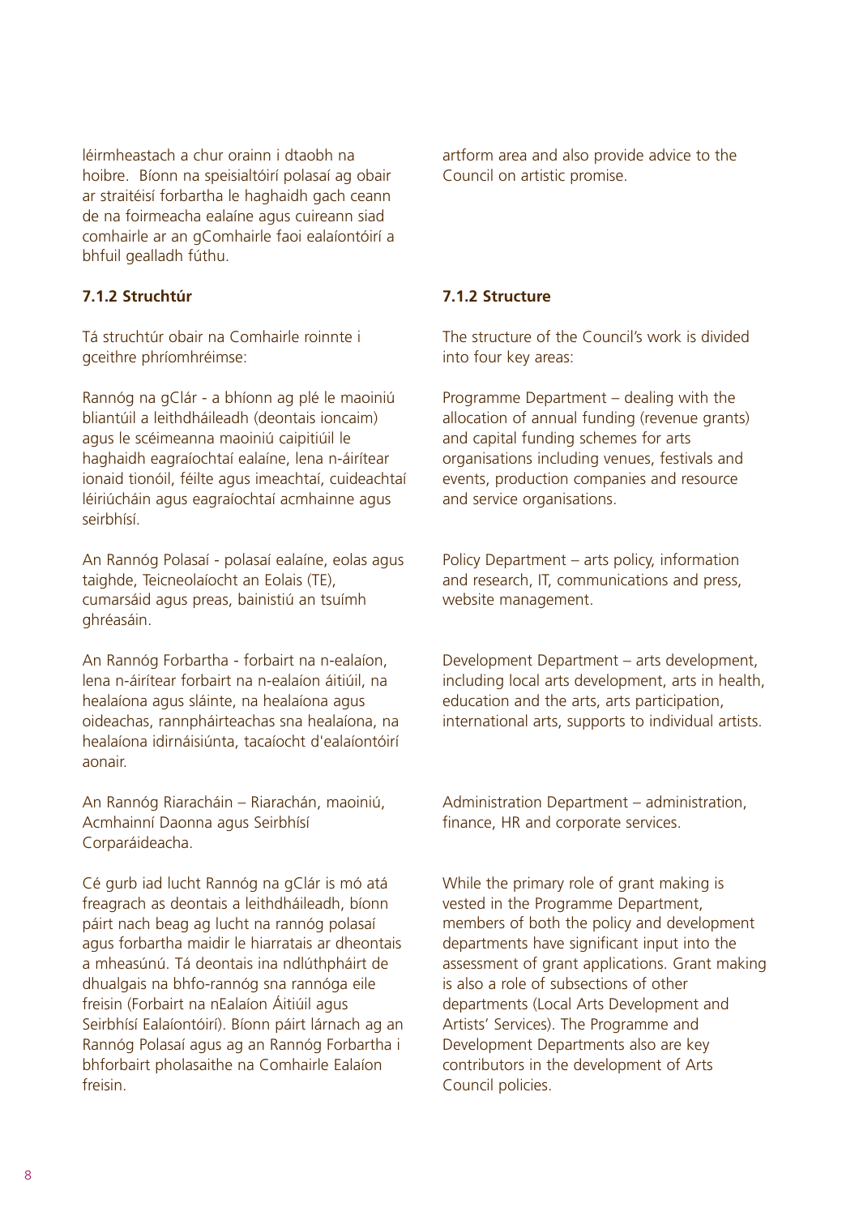léirmheastach a chur orainn i dtaobh na hoibre. Bíonn na speisialtóirí polasaí ag obair ar straitéisí forbartha le haghaidh gach ceann de na foirmeacha ealaíne agus cuireann siad comhairle ar an gComhairle faoi ealaíontóirí a bhfuil gealladh fúthu.

### 7.1.2 Struchtúr

Tá struchtúr obair na Comhairle roinnte i gceithre phríomhréimse:

Rannóg na gClár - a bhíonn ag plé le maoiniú bliantúil a leithdháileadh (deontais ioncaim) agus le scéimeanna maoiniú caipitiúil le haghaidh eagraíochtaí ealaíne, lena n-áirítear ionaid tionóil, féilte agus imeachtaí, cuideachtaí léiriúcháin agus eagraíochtaí acmhainne agus seirbhísí.

An Rannóg Polasaí - polasaí ealaíne, eolas agus taighde, Teicneolaíocht an Eolais (TE), cumarsáid agus preas, bainistiú an tsuímh ghréasáin.

An Rannóg Forbartha - forbairt na n-ealaíon, lena n-áirítear forbairt na n-ealaíon áitiúil, na healaíona agus sláinte, na healaíona agus oideachas, rannpháirteachas sna healaíona, na healaíona idirnáisiúnta, tacaíocht d'ealaíontóirí aonair.

An Rannóg Riaracháin – Riarachán, maoiniú, Acmhainní Daonna agus Seirbhísí Corparáideacha.

Cé gurb iad lucht Rannóg na gClár is mó atá freagrach as deontais a leithdháileadh, bíonn páirt nach beag ag lucht na rannóg polasaí agus forbartha maidir le hiarratais ar dheontais a mheasúnú. Tá deontais ina ndlúthpháirt de dhualgais na bhfo-rannóg sna rannóga eile freisin (Forbairt na nEalaíon Áitiúil agus Seirbhísí Ealaíontóirí). Bíonn páirt lárnach ag an Rannóg Polasaí agus ag an Rannóg Forbartha i bhforbairt pholasaithe na Comhairle Ealaíon freisin.

artform area and also provide advice to the Council on artistic promise.

### 7.1.2 Structure

The structure of the Council's work is divided into four key areas:

Programme Department – dealing with the allocation of annual funding (revenue grants) and capital funding schemes for arts organisations including venues, festivals and events, production companies and resource and service organisations.

Policy Department – arts policy, information and research, IT, communications and press, website management.

Development Department – arts development, including local arts development, arts in health, education and the arts, arts participation, international arts, supports to individual artists.

Administration Department – administration, finance, HR and corporate services.

While the primary role of grant making is vested in the Programme Department, members of both the policy and development departments have significant input into the assessment of grant applications. Grant making is also a role of subsections of other departments (Local Arts Development and Artists' Services). The Programme and Development Departments also are key contributors in the development of Arts Council policies.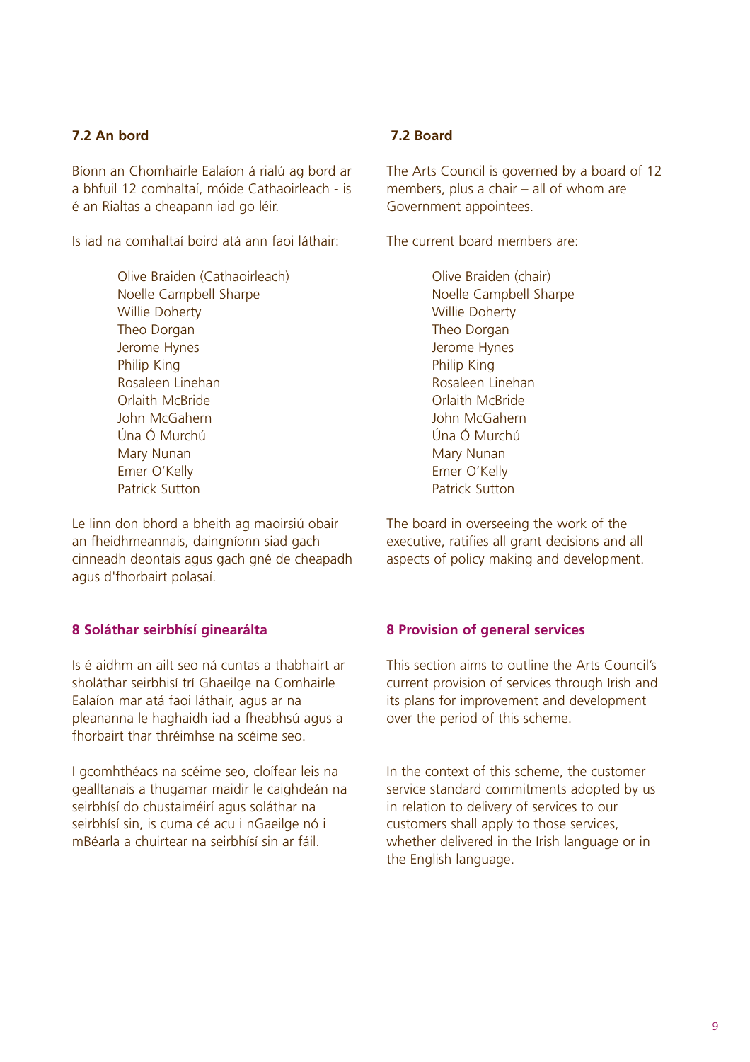### 7.2 An bord

Bíonn an Chomhairle Ealaíon á rialú ag bord ar a bhfuil 12 comhaltaí, móide Cathaoirleach - is é an Rialtas a cheapann iad go léir.

Is iad na comhaltaí boird atá ann faoi láthair:

- Olive Braiden (Cathaoirleach)
- Noelle Campbell Sharpe
- Willie Doherty
- Theo Dorgan
- Jerome Hynes
- Philip King
- Rosaleen Linehan
- Orlaith McBride
- John McGahern
- Úna Ó Murchú
- Mary Nunan
- Emer O'Kelly
- Patrick Sutton

Le linn don bhord a bheith ag maoirsiú obair an fheidhmeannais, daingníonn siad gach cinneadh deontais agus gach gné de cheapadh agus d'fhorbairt polasaí.

### 7.2 Board

The Arts Council is governed by a board of 12 members, plus a chair – all of whom are Government appointees.

The current board members are:

- Olive Braiden (chair)
- Noelle Campbell Sharpe
- Willie Doherty
- Theo Dorgan
- Jerome Hynes
- Philip King
- Rosaleen Linehan
- Orlaith McBride
- John McGahern
- Úna Ó Murchú
- Mary Nunan
- Emer O'Kelly
- Patrick Sutton

The board in overseeing the work of the executive, ratifies all grant decisions and all aspects of policy making and development.

## 8 Soláthar seirbhísí ginearálta

Is é aidhm an ailt seo ná cuntas a thabhairt ar sholáthar seirbhísí trí Ghaeilge na Comhairle Ealaíon mar atá faoi láthair, agus ar na pleananna le haghaidh iad a fheabhsú agus a fhorbairt thar thréimhse na scéime seo.

I gcomhthéacs na scéime seo, cloífear leis na gealltanais a thugamar maidir le caighdeán na seirbhísí do chustaiméirí agus soláthar na seirbhísí sin, is cuma cé acu i nGaeilge nó i mBéarla a chuirtear na seirbhísí sin ar fáil.

## 8 Provision of general services

This section aims to outline the Arts Council's current provision of services through Irish and its plans for improvement and development over the period of this scheme.

In the context of this scheme, the customer service standard commitments adopted by us in relation to delivery of services to our customers shall apply to those services, whether delivered in the Irish language or in the English language.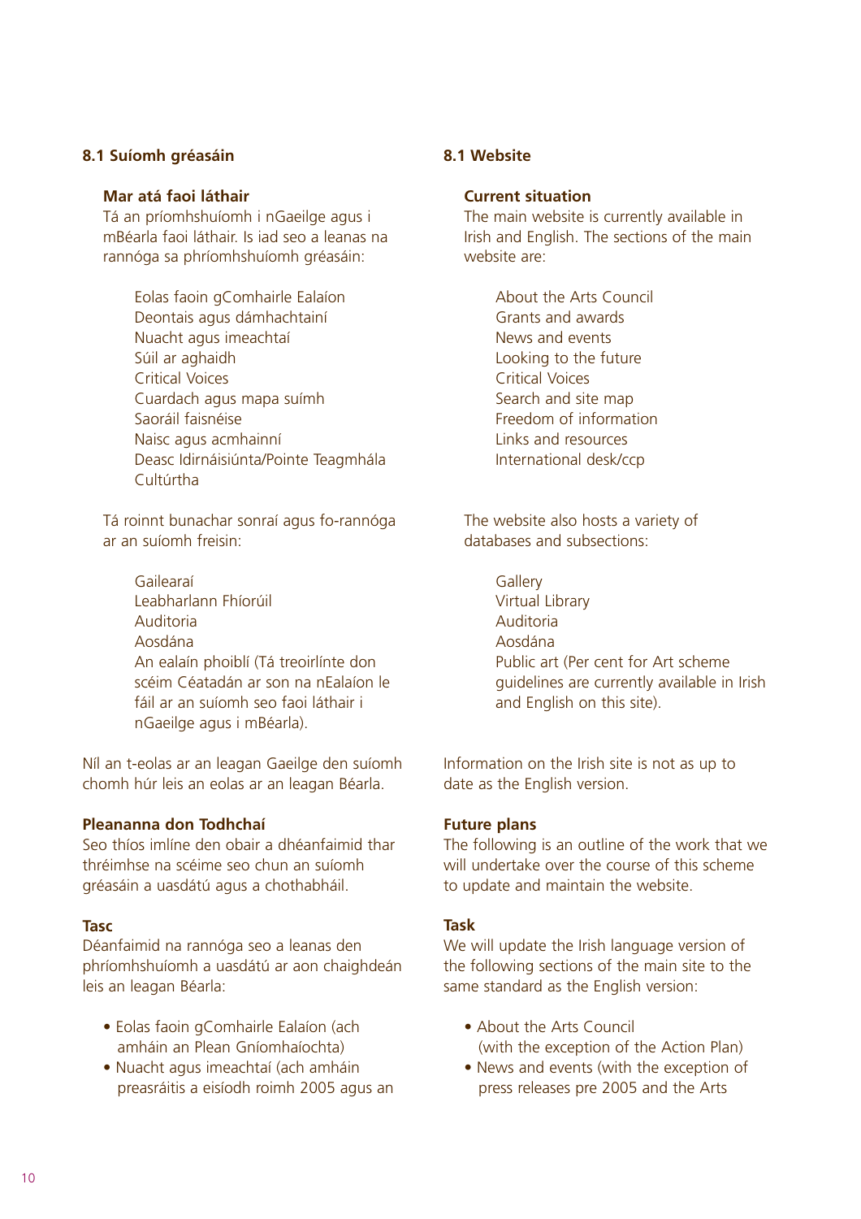### 8.1 Suíomh gréasáin

**Mar atá faoi láthair**

Tá an príomhshuíomh i nGaeilge agus i mBéarla faoi láthair. Is iad seo a leanas na rannóga sa phríomhshuíomh gréasáin:

Eolas faoin gComhairle Ealaíon
Deontais agus dámhachtainí
Nuacht agus imeachtaí
Súil ar aghaidh
Critical Voices
Cuardach agus mapa suímh
Saoráil faisnéise
Naisc agus acmhainní
Deasc Idirnáisiúnta/Pointe Teagmhála Cultúrtha

Tá roinnt bunachar sonraí agus fo-rannóga ar an suíomh freisin:

Gailearaí
Leabharlann Fhíorúil
Auditoria
Aosdána
An ealaín phoiblí (Tá treoirlínte don scéim Céatadán ar son na nEalaíon le fáil ar an suíomh seo faoi láthair i nGaeilge agus i mBéarla).

Níl an t-eolas ar an leagan Gaeilge den suíomh chomh húr leis an eolas ar an leagan Béarla.

**Pleananna don Todhchaí**

Seo thíos imlíne den obair a dhéanfaimid thar thréimhse na scéime seo chun an suíomh gréasáin a uasdátú agus a chothabháil.

**Tasc**

Déanfaimid na rannóga seo a leanas den phríomhshuíomh a uasdátú ar aon chaighdeán leis an leagan Béarla:

- Eolas faoin gComhairle Ealaíon (ach amháin an Plean Gníomhaíochta)
- Nuacht agus imeachtaí (ach amháin preasráitis a eisíodh roimh 2005 agus an

### 8.1 Website

**Current situation**

The main website is currently available in Irish and English. The sections of the main website are:

About the Arts Council
Grants and awards
News and events
Looking to the future
Critical Voices
Search and site map
Freedom of information
Links and resources
International desk/ccp

The website also hosts a variety of databases and subsections:

Gallery
Virtual Library
Auditoria
Aosdána
Public art (Per cent for Art scheme guidelines are currently available in Irish and English on this site).

Information on the Irish site is not as up to date as the English version.

**Future plans**

The following is an outline of the work that we will undertake over the course of this scheme to update and maintain the website.

**Task**

We will update the Irish language version of the following sections of the main site to the same standard as the English version:

- About the Arts Council (with the exception of the Action Plan)
- News and events (with the exception of press releases pre 2005 and the Arts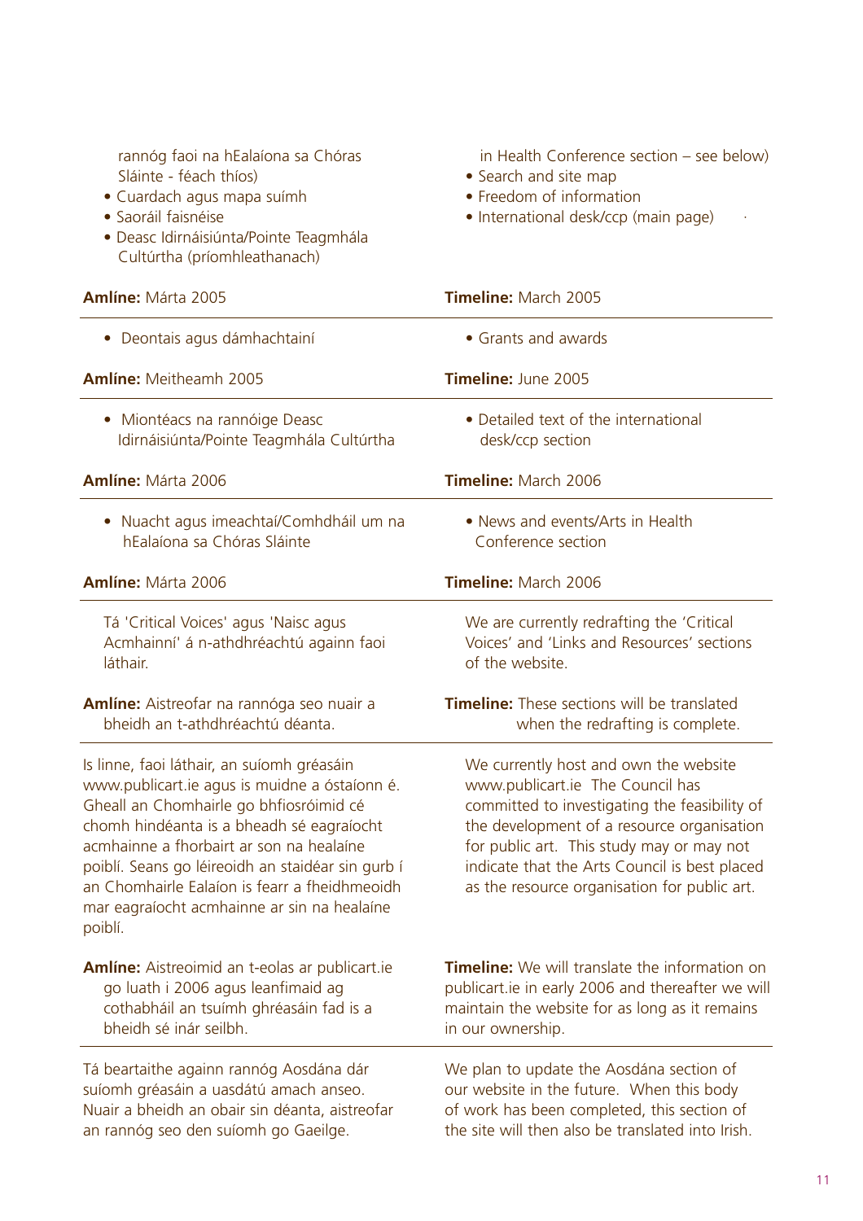rannóg faoi na hEalaíona sa Chóras Sláinte - féach thíos)
- Cuardach agus mapa suímh
- Saoráil faisnéise
- Deasc Idirnáisiúnta/Pointe Teagmhála Cultúrtha (príomhleathanach)

**Amlíne:** Márta 2005

- Deontais agus dámhachtainí

**Amlíne:** Meitheamh 2005

- Miontéacs na rannóige Deasc Idirnáisiúnta/Pointe Teagmhála Cultúrtha

**Amlíne:** Márta 2006

- Nuacht agus imeachtaí/Comhdháil um na hEalaíona sa Chóras Sláinte

**Amlíne:** Márta 2006

Tá 'Critical Voices' agus 'Naisc agus Acmhainní' á n-athdhréachtú againn faoi láthair.

**Amlíne:** Aistreofar na rannóga seo nuair a bheidh an t-athdhréachtú déanta.

Is linne, faoi láthair, an suíomh gréasáin www.publicart.ie agus is muidne a óstaíonn é. Gheall an Chomhairle go bhfiosróimid cé chomh hindéanta is a bheadh sé eagraíocht acmhainne a fhorbairt ar son na healaíne poiblí. Seans go léireoidh an staidéar sin gurb í an Chomhairle Ealaíon is fearr a fheidhmeoidh mar eagraíocht acmhainne ar sin na healaíne poiblí.

**Amlíne:** Aistreoimid an t-eolas ar publicart.ie go luath i 2006 agus leanfimid ag cothabháil an tsuímh ghréasáin fad is a bheidh sé inár seilbh.

Tá beartaithe againn rannóg Aosdána dár suíomh gréasáin a uasdátú amach anseo. Nuair a bheidh an obair sin déanta, aistreofar an rannóg seo den suíomh go Gaeilge.

in Health Conference section – see below)
- Search and site map
- Freedom of information
- International desk/ccp (main page)

**Timeline:** March 2005

- Grants and awards

**Timeline:** June 2005

- Detailed text of the international desk/ccp section

**Timeline:** March 2006

- News and events/Arts in Health Conference section

**Timeline:** March 2006

We are currently redrafting the 'Critical Voices' and 'Links and Resources' sections of the website.

**Timeline:** These sections will be translated when the redrafting is complete.

We currently host and own the website www.publicart.ie The Council has committed to investigating the feasibility of the development of a resource organisation for public art. This study may or may not indicate that the Arts Council is best placed as the resource organisation for public art.

**Timeline:** We will translate the information on publicart.ie in early 2006 and thereafter we will maintain the website for as long as it remains in our ownership.

We plan to update the Aosdána section of our website in the future. When this body of work has been completed, this section of the site will then also be translated into Irish.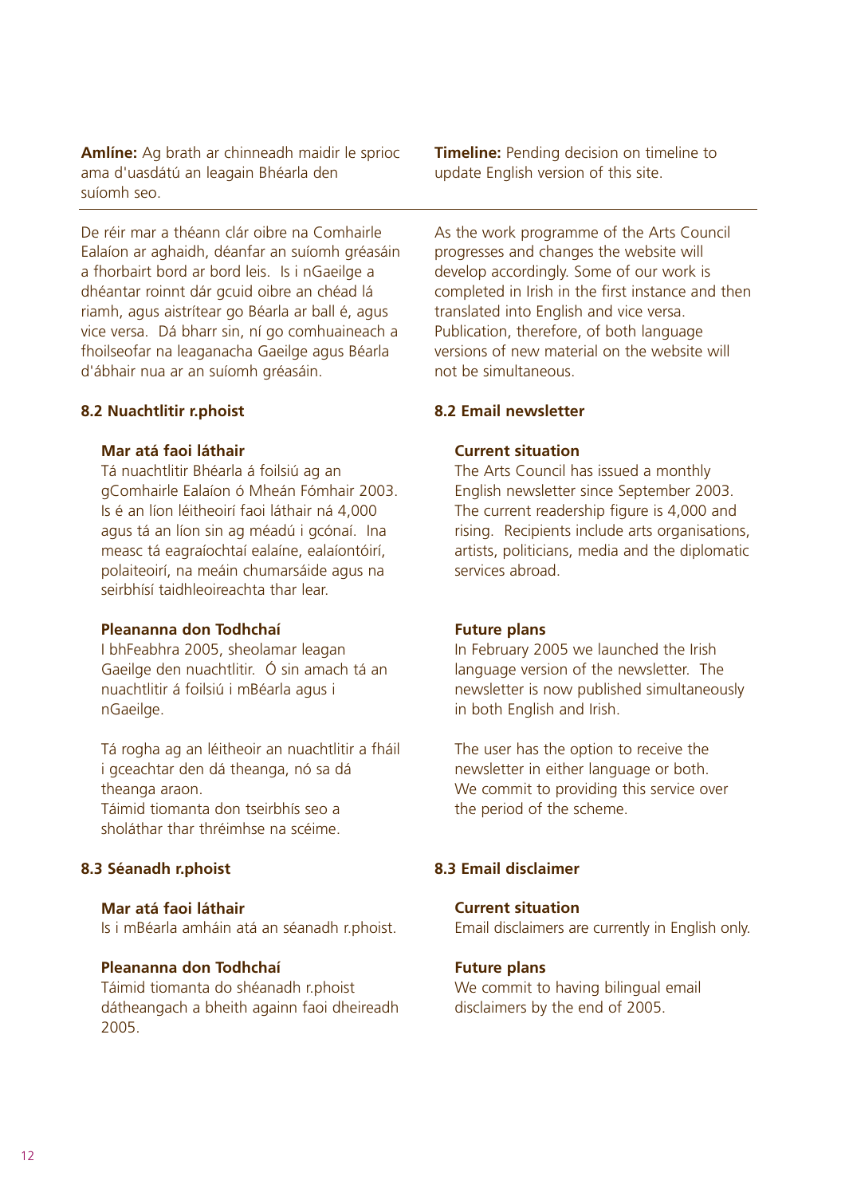**Amlíne:** Ag brath ar chinneadh maidir le sprioc ama d'uasdátú an leagain Bhéarla den suíomh seo.

**Timeline:** Pending decision on timeline to update English version of this site.

---

De réir mar a théann clár oibre na Comhairle Ealaíon ar aghaidh, déanfar an suíomh gréasáin a fhorbairt bord ar bord leis. Is i nGaeilge a dhéantar roinnt dár gcuid oibre an chéad lá riamh, agus aistrítear go Béarla ar ball é, agus vice versa. Dá bharr sin, ní go comhuaineach a fhoilseofar na leaganacha Gaeilge agus Béarla d'ábhair nua ar an suíomh gréasáin.

As the work programme of the Arts Council progresses and changes the website will develop accordingly. Some of our work is completed in Irish in the first instance and then translated into English and vice versa. Publication, therefore, of both language versions of new material on the website will not be simultaneous.

### 8.2 Nuachtlitir r.phoist

#### Mar atá faoi láthair

Tá nuachtlitir Bhéarla á foilsiú ag an gComhairle Ealaíon ó Mheán Fómhair 2003. Is é an líon léitheoirí faoi láthair ná 4,000 agus tá an líon sin ag méadú i gcónaí. Ina measc tá eagraíochtaí ealaíne, ealaíontóirí, polaiteoirí, na meáin chumarsáide agus na seirbhísí taidhleoireachta thar lear.

#### Pleananna don Todhchaí

I bhFeabhra 2005, sheolamar leagan Gaeilge den nuachtlitir. Ó sin amach tá an nuachtlitir á foilsiú i mBéarla agus i nGaeilge.

Tá rogha ag an léitheoir an nuachtlitir a fháil i gceachtar den dá theanga, nó sa dá theanga araon.
Táimid tiomanta don tseirbhís seo a sholáthar thar thréimhse na scéime.

### 8.2 Email newsletter

#### Current situation

The Arts Council has issued a monthly English newsletter since September 2003. The current readership figure is 4,000 and rising. Recipients include arts organisations, artists, politicians, media and the diplomatic services abroad.

#### Future plans

In February 2005 we launched the Irish language version of the newsletter. The newsletter is now published simultaneously in both English and Irish.

The user has the option to receive the newsletter in either language or both.
We commit to providing this service over the period of the scheme.

### 8.3 Séanadh r.phoist

#### Mar atá faoi láthair

Is i mBéarla amháin atá an séanadh r.phoist.

#### Pleananna don Todhchaí

Táimid tiomanta do shéanadh r.phoist dátheangach a bheith againn faoi dheireadh 2005.

### 8.3 Email disclaimer

#### Current situation

Email disclaimers are currently in English only.

#### Future plans

We commit to having bilingual email disclaimers by the end of 2005.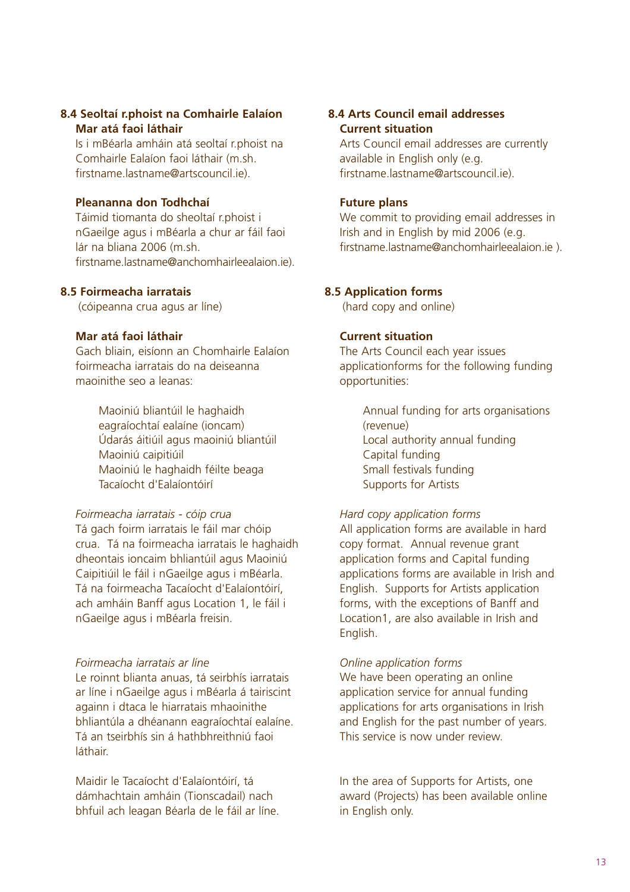## 8.4 Seoltaí r.phoist na Comhairle Ealaíon

### Mar atá faoi láthair

Is i mBéarla amháin atá seoltaí r.phoist na Comhairle Ealaíon faoi láthair (m.sh. firstname.lastname@artscouncil.ie).

### Pleananna don Todhchaí

Táimid tiomanta do sheoltaí r.phoist i nGaeilge agus i mBéarla a chur ar fáil faoi lár na bliana 2006 (m.sh. firstname.lastname@anchomhairleealaion.ie).

## 8.5 Foirmeacha iarratais

(cóipeanna crua agus ar líne)

### Mar atá faoi láthair

Gach bliain, eisíonn an Chomhairle Ealaíon foirmeacha iarratais do na deiseanna maoinithe seo a leanas:

- Maoiniú bliantúil le haghaidh eagraíochtaí ealaíne (ioncam)
- Údarás áitiúil agus maoiniú bliantúil
- Maoiniú caipitiúil
- Maoiniú le haghaidh féilte beaga
- Tacaíocht d'Ealaíontóirí

*Foirmeacha iarratais - cóip crua*

Tá gach foirm iarratais le fáil mar chóip crua. Tá na foirmeacha iarratais le haghaidh dheontais ioncaim bhliantúil agus Maoiniú Caipitiúil le fáil i nGaeilge agus i mBéarla. Tá na foirmeacha Tacaíocht d'Ealaíontóirí, ach amháin Banff agus Location 1, le fáil i nGaeilge agus i mBéarla freisin.

*Foirmeacha iarratais ar líne*

Le roinnt blianta anuas, tá seirbhís iarratais ar líne i nGaeilge agus i mBéarla á tairiscint againn i dtaca le hiarratais mhaoinithe bhliantúla a dhéanann eagraíochtaí ealaíne. Tá an tseirbhís sin á hathbhreithniú faoi láthair.

Maidir le Tacaíocht d'Ealaíontóirí, tá dámhachtain amháin (Tionscadail) nach bhfuil ach leagan Béarla de le fáil ar líne.

## 8.4 Arts Council email addresses

### Current situation

Arts Council email addresses are currently available in English only (e.g. firstname.lastname@artscouncil.ie).

### Future plans

We commit to providing email addresses in Irish and in English by mid 2006 (e.g. firstname.lastname@anchomhairleealaion.ie ).

## 8.5 Application forms

(hard copy and online)

### Current situation

The Arts Council each year issues applicationforms for the following funding opportunities:

- Annual funding for arts organisations (revenue)
- Local authority annual funding
- Capital funding
- Small festivals funding
- Supports for Artists

*Hard copy application forms*

All application forms are available in hard copy format. Annual revenue grant application forms and Capital funding applications forms are available in Irish and English. Supports for Artists application forms, with the exceptions of Banff and Location1, are also available in Irish and English.

*Online application forms*

We have been operating an online application service for annual funding applications for arts organisations in Irish and English for the past number of years. This service is now under review.

In the area of Supports for Artists, one award (Projects) has been available online in English only.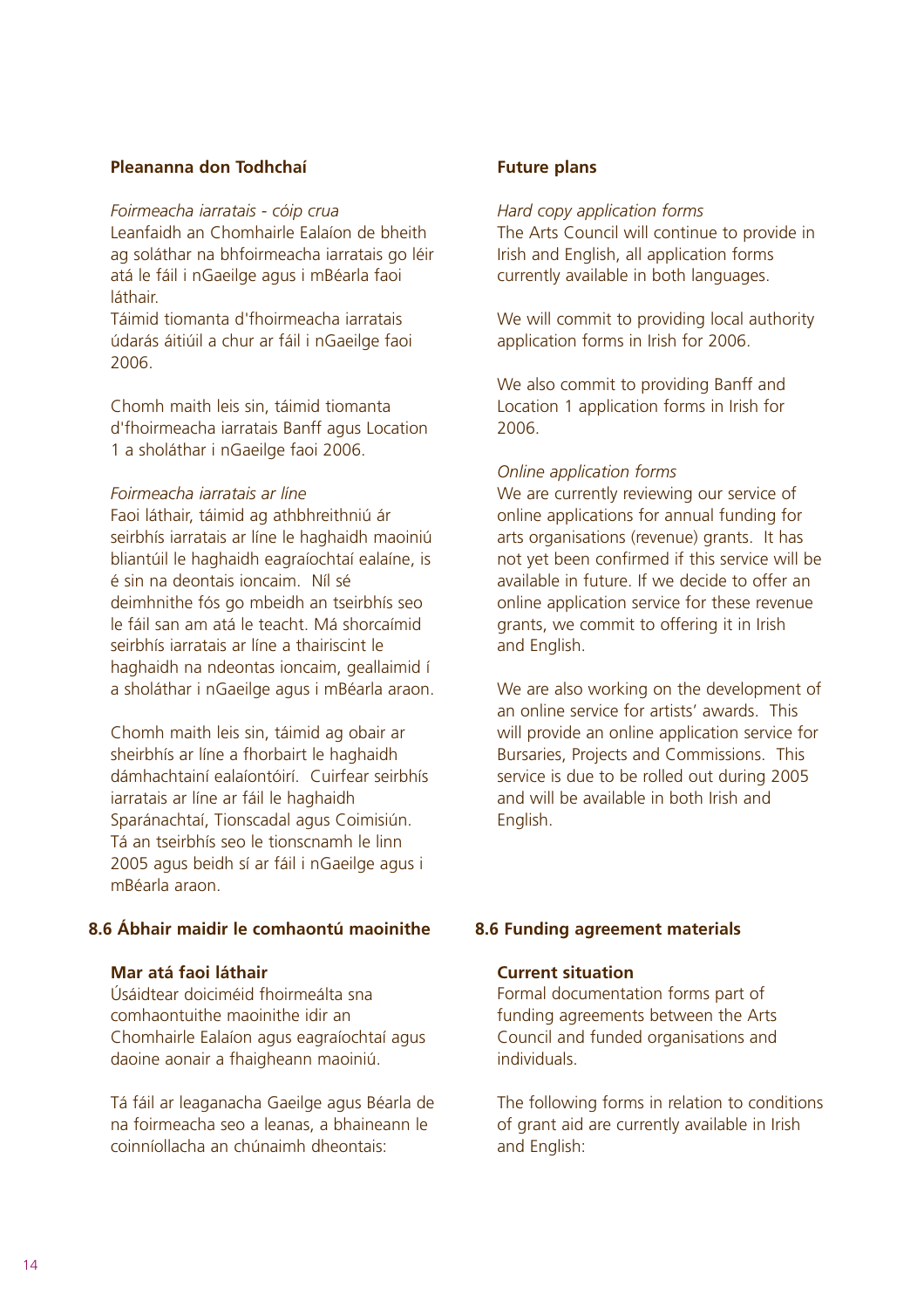**Pleananna don Todhchaí**

*Foirmeacha iarratais - cóip crua*
Leanfaidh an Chomhairle Ealaíon de bheith ag soláthar na bhfoirmeacha iarratais go léir atá le fáil i nGaeilge agus i mBéarla faoi láthair.
Táimid tiomanta d'fhoirmeacha iarratais údarás áitiúil a chur ar fáil i nGaeilge faoi 2006.

Chomh maith leis sin, táimid tiomanta d'fhoirmeacha iarratais Banff agus Location 1 a sholáthar i nGaeilge faoi 2006.

*Foirmeacha iarratais ar líne*
Faoi láthair, táimid ag athbhreithniú ár seirbhís iarratais ar líne le haghaidh maoiniú bliantúil le haghaidh eagraíochtaí ealaíne, is é sin na deontais ioncaim. Níl sé deimhnithe fós go mbeidh an tseirbhís seo le fáil san am atá le teacht. Má shorcaímid seirbhís iarratais ar líne a thairiscint le haghaidh na ndeontas ioncaim, geallaimid í a sholáthar i nGaeilge agus i mBéarla araon.

Chomh maith leis sin, táimid ag obair ar sheirbhís ar líne a fhorbairt le haghaidh dámhachtainí ealaíontóirí. Cuirfear seirbhís iarratais ar líne ar fáil le haghaidh Sparánachtaí, Tionscadal agus Coimisiún. Tá an tseirbhís seo le tionscnamh le linn 2005 agus beidh sí ar fáil i nGaeilge agus i mBéarla araon.

**Future plans**

*Hard copy application forms*
The Arts Council will continue to provide in Irish and English, all application forms currently available in both languages.

We will commit to providing local authority application forms in Irish for 2006.

We also commit to providing Banff and Location 1 application forms in Irish for 2006.

*Online application forms*
We are currently reviewing our service of online applications for annual funding for arts organisations (revenue) grants. It has not yet been confirmed if this service will be available in future. If we decide to offer an online application service for these revenue grants, we commit to offering it in Irish and English.

We are also working on the development of an online service for artists' awards. This will provide an online application service for Bursaries, Projects and Commissions. This service is due to be rolled out during 2005 and will be available in both Irish and English.

## 8.6 Ábhair maidir le comhaontú maoinithe

**Mar atá faoi láthair**
Úsáidtear doiciméid fhoirmeálta sna comhaontuithe maoinithe idir an Chomhairle Ealaíon agus eagraíochtaí agus daoine aonair a fhaigheann maoiniú.

Tá fáil ar leaganacha Gaeilge agus Béarla de na foirmeacha seo a leanas, a bhaineann le coinníollacha an chúnaimh dheontais:

## 8.6 Funding agreement materials

**Current situation**
Formal documentation forms part of funding agreements between the Arts Council and funded organisations and individuals.

The following forms in relation to conditions of grant aid are currently available in Irish and English: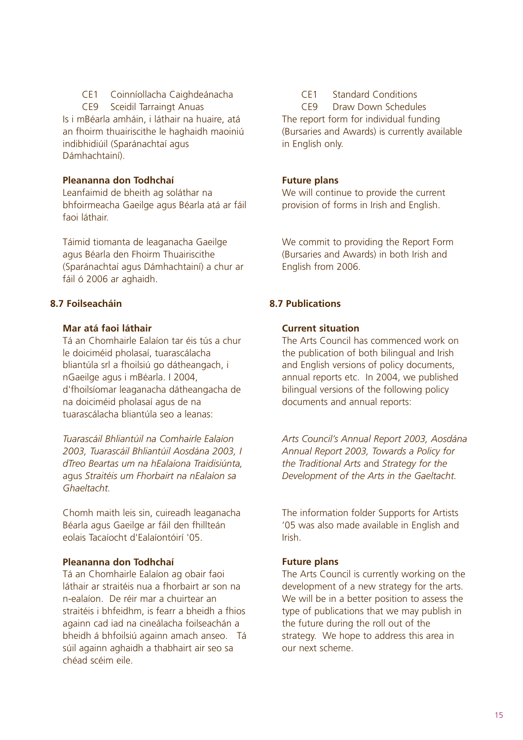CE1 Coinníollacha Caighdeánacha
CE9 Sceidil Tarraingt Anuas

Is i mBéarla amháin, i láthair na huaire, atá an fhoirm thuairiscithe le haghaidh maoiniú indibhidiúil (Sparánachtaí agus Dámhachtainí).

**Pleananna don Todhchaí**

Leanfaimid de bheith ag soláthar na bhfoirmeacha Gaeilge agus Béarla atá ar fáil faoi láthair.

Táimid tiomanta de leaganacha Gaeilge agus Béarla den Fhoirm Thuairiscithe (Sparánachtaí agus Dámhachtainí) a chur ar fáil ó 2006 ar aghaidh.

### 8.7 Foilseacháin

**Mar atá faoi láthair**

Tá an Chomhairle Ealaíon tar éis tús a chur le doiciméid pholasaí, tuarascálacha bliantúla srl a fhoilsiú go dátheangach, i nGaeilge agus i mBéarla. I 2004, d'fhoilsíomar leaganacha dátheangacha de na doiciméid pholasaí agus de na tuarascálacha bliantúla seo a leanas:

*Tuarascáil Bhliantúil na Comhairle Ealaíon 2003, Tuarascáil Bhliantúil Aosdána 2003, I dTreo Beartas um na hEalaíona Traidisiúnta,* agus *Straitéis um Fhorbairt na nEalaíon sa Ghaeltacht.*

Chomh maith leis sin, cuireadh leaganacha Béarla agus Gaeilge ar fáil den fhillteán eolais Tacaíocht d'Ealaíontóirí '05.

**Pleananna don Todhchaí**

Tá an Chomhairle Ealaíon ag obair faoi láthair ar straitéis nua a fhorbairt ar son na n-ealaíon. De réir mar a chuirtear an straitéis i bhfeidhm, is fearr a bheidh a fhios againn cad iad na cineálacha foilseachán a bheidh á bhfoilsiú againn amach anseo. Tá súil againn aghaidh a thabhairt air seo sa chéad scéim eile.

CE1 Standard Conditions
CE9 Draw Down Schedules

The report form for individual funding (Bursaries and Awards) is currently available in English only.

**Future plans**

We will continue to provide the current provision of forms in Irish and English.

We commit to providing the Report Form (Bursaries and Awards) in both Irish and English from 2006.

### 8.7 Publications

**Current situation**

The Arts Council has commenced work on the publication of both bilingual and Irish and English versions of policy documents, annual reports etc. In 2004, we published bilingual versions of the following policy documents and annual reports:

*Arts Council's Annual Report 2003, Aosdána Annual Report 2003, Towards a Policy for the Traditional Arts* and *Strategy for the Development of the Arts in the Gaeltacht.*

The information folder Supports for Artists '05 was also made available in English and Irish.

**Future plans**

The Arts Council is currently working on the development of a new strategy for the arts. We will be in a better position to assess the type of publications that we may publish in the future during the roll out of the strategy. We hope to address this area in our next scheme.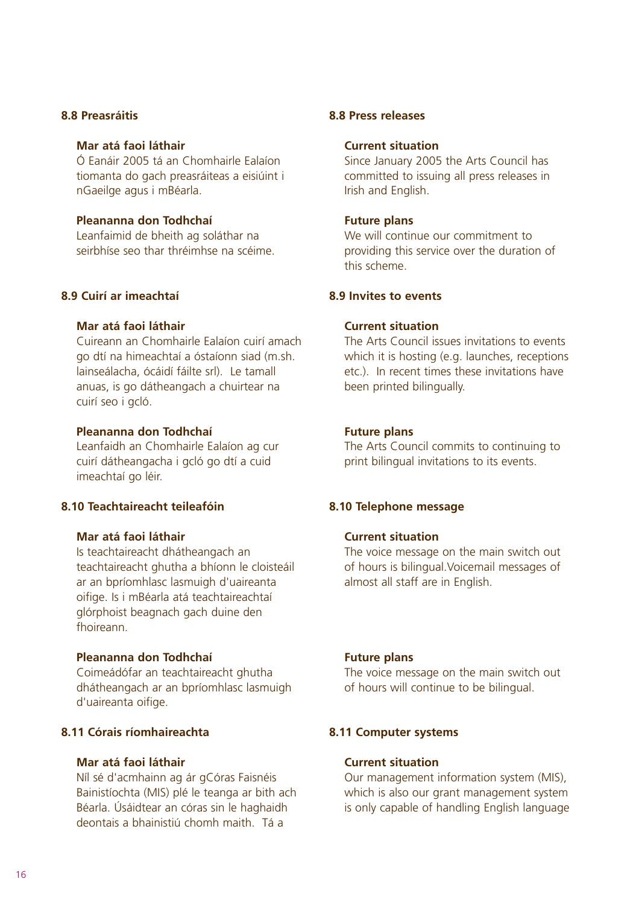### 8.8 Preasráitis

**Mar atá faoi láthair**

Ó Eanáir 2005 tá an Chomhairle Ealaíon tiomanta do gach preasráiteas a eisiúint i nGaeilge agus i mBéarla.

**Pleananna don Todhchaí**

Leanfaimid de bheith ag soláthar na seirbhíse seo thar thréimhse na scéime.

### 8.9 Cuirí ar imeachtaí

**Mar atá faoi láthair**

Cuireann an Chomhairle Ealaíon cuirí amach go dtí na himeachtaí a óstaíonn siad (m.sh. lainseálacha, ócáidí fáilte srl). Le tamall anuas, is go dátheangach a chuirtear na cuirí seo i gcló.

**Pleananna don Todhchaí**

Leanfaidh an Chomhairle Ealaíon ag cur cuirí dátheangacha i gcló go dtí a cuid imeachtaí go léir.

### 8.10 Teachtaireacht teileafóin

**Mar atá faoi láthair**

Is teachtaireacht dhátheangach an teachtaireacht ghutha a bhíonn le cloisteáil ar an bpríomhlasc lasmuigh d'uaireanta oifige. Is i mBéarla atá teachtaireachtaí glórphoist beagnach gach duine den fhoireann.

**Pleananna don Todhchaí**

Coimeádófar an teachtaireacht ghutha dhátheangach ar an bpríomhlasc lasmuigh d'uaireanta oifige.

### 8.11 Córais ríomhaireachta

**Mar atá faoi láthair**

Níl sé d'acmhainn ag ár gCóras Faisnéis Bainistíochta (MIS) plé le teanga ar bith ach Béarla. Úsáidtear an córas sin le haghaidh deontais a bhainistiú chomh maith. Tá a

### 8.8 Press releases

**Current situation**

Since January 2005 the Arts Council has committed to issuing all press releases in Irish and English.

**Future plans**

We will continue our commitment to providing this service over the duration of this scheme.

### 8.9 Invites to events

**Current situation**

The Arts Council issues invitations to events which it is hosting (e.g. launches, receptions etc.). In recent times these invitations have been printed bilingually.

**Future plans**

The Arts Council commits to continuing to print bilingual invitations to its events.

### 8.10 Telephone message

**Current situation**

The voice message on the main switch out of hours is bilingual.Voicemail messages of almost all staff are in English.

**Future plans**

The voice message on the main switch out of hours will continue to be bilingual.

### 8.11 Computer systems

**Current situation**

Our management information system (MIS), which is also our grant management system is only capable of handling English language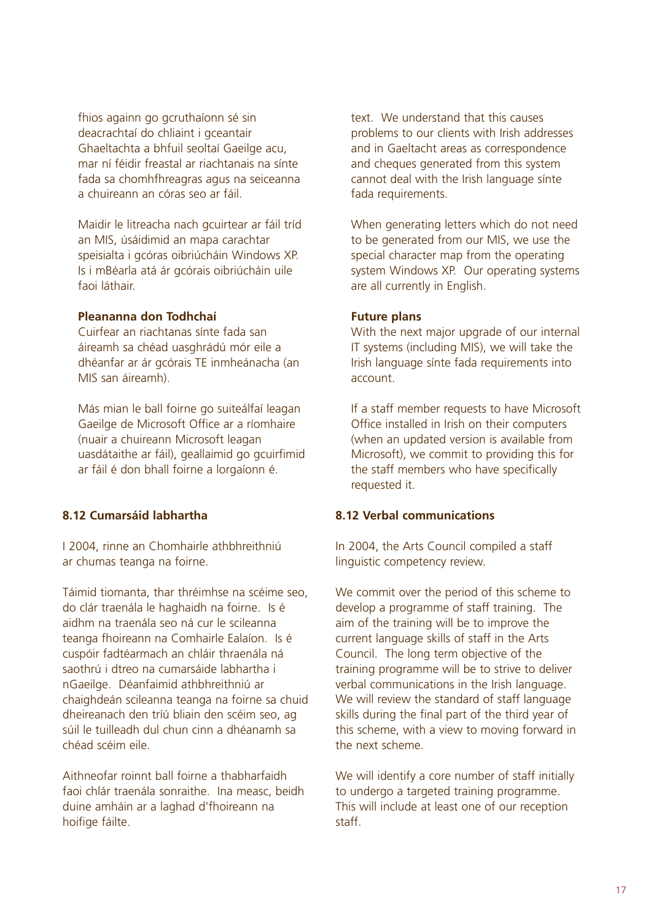fhios againn go gcruthaíonn sé sin deacrachtaí do chliaint i gceantair Ghaeltachta a bhfuil seoltaí Gaeilge acu, mar ní féidir freastal ar riachtanais na sínte fada sa chomhfhreagras agus na seiceanna a chuireann an córas seo ar fáil.

Maidir le litreacha nach gcuirtear ar fáil tríd an MIS, úsáidimid an mapa carachtar speisialta i gcóras oibriúcháin Windows XP. Is i mBéarla atá ár gcórais oibriúcháin uile faoi láthair.

**Pleananna don Todhchaí**

Cuirfear an riachtanas sínte fada san áireamh sa chéad uasghrádú mór eile a dhéanfar ar ár gcórais TE inmheánacha (an MIS san áireamh).

Más mian le ball foirne go suiteálfaí leagan Gaeilge de Microsoft Office ar a ríomhaire (nuair a chuireann Microsoft leagan uasdátaithe ar fáil), geallaimid go gcuirfimid ar fáil é don bhall foirne a lorgaíonn é.

### 8.12 Cumarsáid labhartha

I 2004, rinne an Chomhairle athbhreithniú ar chumas teanga na foirne.

Táimid tiomanta, thar thréimhse na scéime seo, do clár traenála le haghaidh na foirne. Is é aidhm na traenála seo ná cur le scileanna teanga fhoireann na Comhairle Ealaíon. Is é cuspóir fadtéarmach an chláir thraenála ná saothrú i dtreo na cumarsáide labhartha i nGaeilge. Déanfaimid athbhreithniú ar chaighdeán scileanna teanga na foirne sa chuid dheireanach den tríú bliain den scéim seo, ag súil le tuilleadh dul chun cinn a dhéanamh sa chéad scéim eile.

Aithneofar roinnt ball foirne a thabharfaidh faoi chlár traenála sonraithe. Ina measc, beidh duine amháin ar a laghad d'fhoireann na hoifige fáilte.

text. We understand that this causes problems to our clients with Irish addresses and in Gaeltacht areas as correspondence and cheques generated from this system cannot deal with the Irish language sínte fada requirements.

When generating letters which do not need to be generated from our MIS, we use the special character map from the operating system Windows XP. Our operating systems are all currently in English.

**Future plans**

With the next major upgrade of our internal IT systems (including MIS), we will take the Irish language sínte fada requirements into account.

If a staff member requests to have Microsoft Office installed in Irish on their computers (when an updated version is available from Microsoft), we commit to providing this for the staff members who have specifically requested it.

### 8.12 Verbal communications

In 2004, the Arts Council compiled a staff linguistic competency review.

We commit over the period of this scheme to develop a programme of staff training. The aim of the training will be to improve the current language skills of staff in the Arts Council. The long term objective of the training programme will be to strive to deliver verbal communications in the Irish language. We will review the standard of staff language skills during the final part of the third year of this scheme, with a view to moving forward in the next scheme.

We will identify a core number of staff initially to undergo a targeted training programme. This will include at least one of our reception staff.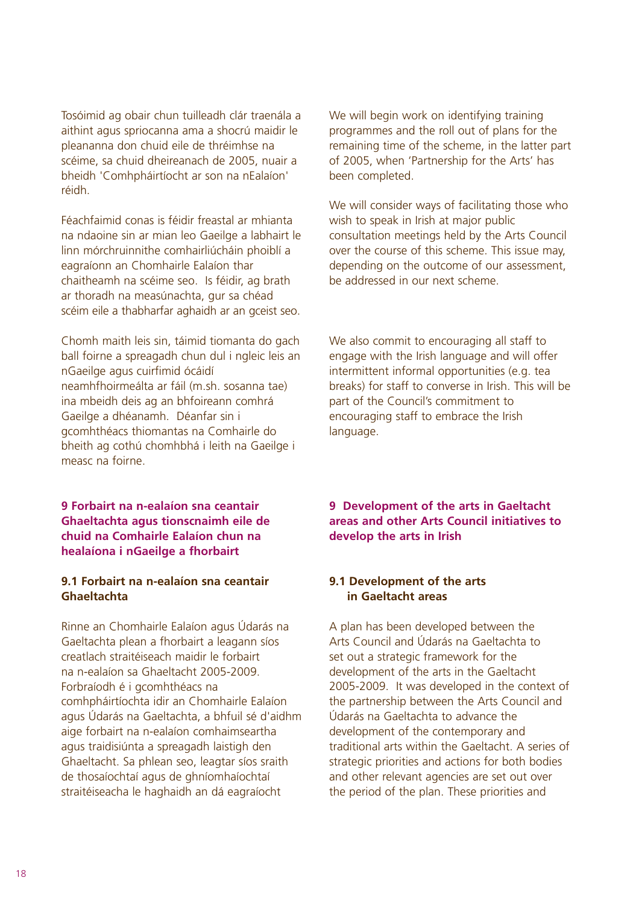Tosóimid ag obair chun tuilleadh clár traenála a aithint agus spriocanna ama a shocrú maidir le pleananna don chuid eile de thréimhse na scéime, sa chuid dheireanach de 2005, nuair a bheidh 'Comhpháirtíocht ar son na nEalaíon' réidh.

Féachfaimid conas is féidir freastal ar mhianta na ndaoine sin ar mian leo Gaeilge a labhairt le linn mórchruinnithe comhairliúcháin phoiblí a eagraíonn an Chomhairle Ealaíon thar chaitheamh na scéime seo. Is féidir, ag brath ar thoradh na measúnachta, gur sa chéad scéim eile a thabharfar aghaidh ar an gceist seo.

Chomh maith leis sin, táimid tiomanta do gach ball foirne a spreagadh chun dul i ngleic leis an nGaeilge agus cuirfimid ócáidí neamhfhoirmeálta ar fáil (m.sh. sosanna tae) ina mbeidh deis ag an bhfoireann comhrá Gaeilge a dhéanamh. Déanfar sin i gcomhthéacs thiomantas na Comhairle do bheith ag cothú chomhbhá i leith na Gaeilge i measc na foirne.

## 9 Forbairt na n-ealaíon sna ceantair Ghaeltachta agus tionscnaimh eile de chuid na Comhairle Ealaíon chun na healaíona i nGaeilge a fhorbairt

### 9.1 Forbairt na n-ealaíon sna ceantair Ghaeltachta

Rinne an Chomhairle Ealaíon agus Údarás na Gaeltachta plean a fhorbairt a leagann síos creatlach straitéiseach maidir le forbairt na n-ealaíon sa Ghaeltacht 2005-2009. Forbraíodh é i gcomhthéacs na comhpháirtíochta idir an Chomhairle Ealaíon agus Údarás na Gaeltachta, a bhfuil sé d'aidhm aige forbairt na n-ealaíon comhaimseartha agus traidisiúnta a spreagadh laistigh den Ghaeltacht. Sa phlean seo, leagtar síos sraith de thosaíochtaí agus de ghníomhaíochtaí straitéiseacha le haghaidh an dá eagraíocht

We will begin work on identifying training programmes and the roll out of plans for the remaining time of the scheme, in the latter part of 2005, when 'Partnership for the Arts' has been completed.

We will consider ways of facilitating those who wish to speak in Irish at major public consultation meetings held by the Arts Council over the course of this scheme. This issue may, depending on the outcome of our assessment, be addressed in our next scheme.

We also commit to encouraging all staff to engage with the Irish language and will offer intermittent informal opportunities (e.g. tea breaks) for staff to converse in Irish. This will be part of the Council's commitment to encouraging staff to embrace the Irish language.

## 9 Development of the arts in Gaeltacht areas and other Arts Council initiatives to develop the arts in Irish

### 9.1 Development of the arts in Gaeltacht areas

A plan has been developed between the Arts Council and Údarás na Gaeltachta to set out a strategic framework for the development of the arts in the Gaeltacht 2005-2009. It was developed in the context of the partnership between the Arts Council and Údarás na Gaeltachta to advance the development of the contemporary and traditional arts within the Gaeltacht. A series of strategic priorities and actions for both bodies and other relevant agencies are set out over the period of the plan. These priorities and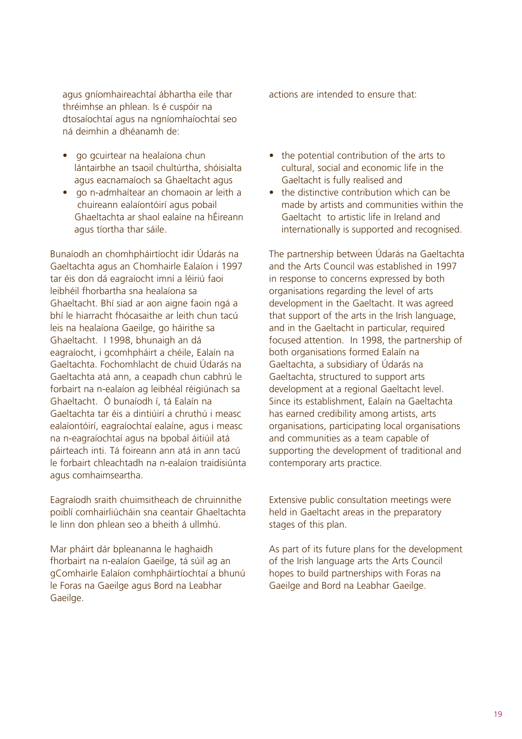agus gníomhaireachtaí ábhartha eile thar thréimhse an phlean. Is é cuspóir na dtosaíochtaí agus na ngníomhaíochtaí seo ná deimhin a dhéanamh de:

- go gcuirtear na healaíona chun lántairbhe an tsaoil chultúrtha, shóisialta agus eacnamaíoch sa Ghaeltacht agus
- go n-admhaítear an chomaoin ar leith a chuireann ealaíontóirí agus pobail Ghaeltachta ar shaol ealaíne na hÉireann agus tíortha thar sáile.

Bunaíodh an chomhpháirtíocht idir Údarás na Gaeltachta agus an Chomhairle Ealaíon i 1997 tar éis don dá eagraíocht imní a léiriú faoi leibhéil fhorbartha sna healaíona sa Ghaeltacht. Bhí siad ar aon aigne faoin ngá a bhí le hiarracht fhócasaithe ar leith chun tacú leis na healaíona Gaeilge, go háirithe sa Ghaeltacht. I 1998, bhunaigh an dá eagraíocht, i gcomhpháirt a chéile, Ealaín na Gaeltachta. Fochomhlacht de chuid Údarás na Gaeltachta atá ann, a ceapadh chun cabhrú le forbairt na n-ealaíon ag leibhéal réigiúnach sa Ghaeltacht. Ó bunaíodh í, tá Ealaín na Gaeltachta tar éis a dintiúirí a chruthú i measc ealaíontóirí, eagraíochtaí ealaíne, agus i measc na n-eagraíochtaí agus na bpobal áitiúil atá páirteach inti. Tá foireann ann atá in ann tacú le forbairt chleachtadh na n-ealaíon traidisiúnta agus comhaimseartha.

Eagraíodh sraith chuimsitheach de chruinnithe poiblí comhairliúcháin sna ceantair Ghaeltachta le linn don phlean seo a bheith á ullmhú.

Mar pháirt dár bpleananna le haghaidh fhorbairt na n-ealaíon Gaeilge, tá súil ag an gComhairle Ealaíon comhpháirtíochtaí a bhunú le Foras na Gaeilge agus Bord na Leabhar Gaeilge.

actions are intended to ensure that:

- the potential contribution of the arts to cultural, social and economic life in the Gaeltacht is fully realised and
- the distinctive contribution which can be made by artists and communities within the Gaeltacht to artistic life in Ireland and internationally is supported and recognised.

The partnership between Údarás na Gaeltachta and the Arts Council was established in 1997 in response to concerns expressed by both organisations regarding the level of arts development in the Gaeltacht. It was agreed that support of the arts in the Irish language, and in the Gaeltacht in particular, required focused attention. In 1998, the partnership of both organisations formed Ealaín na Gaeltachta, a subsidiary of Údarás na Gaeltachta, structured to support arts development at a regional Gaeltacht level. Since its establishment, Ealaín na Gaeltachta has earned credibility among artists, arts organisations, participating local organisations and communities as a team capable of supporting the development of traditional and contemporary arts practice.

Extensive public consultation meetings were held in Gaeltacht areas in the preparatory stages of this plan.

As part of its future plans for the development of the Irish language arts the Arts Council hopes to build partnerships with Foras na Gaeilge and Bord na Leabhar Gaeilge.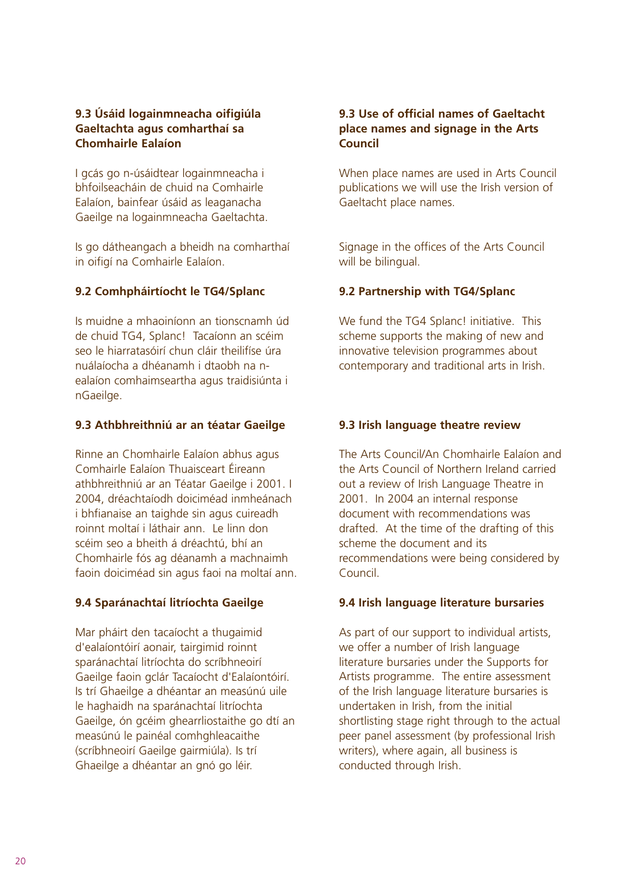### 9.3 Úsáid logainmneacha oifigiúla Gaeltachta agus comharthaí sa Chomhairle Ealaíon

I gcás go n-úsáidtear logainmneacha i bhfoilseacháin de chuid na Comhairle Ealaíon, bainfear úsáid as leaganacha Gaeilge na logainmneacha Gaeltachta.

Is go dátheangach a bheidh na comharthaí in oifigí na Comhairle Ealaíon.

### 9.2 Comhpháirtíocht le TG4/Splanc

Is muidne a mhaoiníonn an tionscnamh úd de chuid TG4, Splanc! Tacaíonn an scéim seo le hiarratasóirí chun cláir theilifíse úra nuálaíocha a dhéanamh i dtaobh na n-ealaíon comhaimseartha agus traidisiúnta i nGaeilge.

### 9.3 Athbhreithniú ar an téatar Gaeilge

Rinne an Chomhairle Ealaíon abhus agus Comhairle Ealaíon Thuaisceart Éireann athbhreithniú ar an Téatar Gaeilge i 2001. I 2004, dréachtaíodh doiciméad inmheánach i bhfianaise an taighde sin agus cuireadh roinnt moltaí i láthair ann. Le linn don scéim seo a bheith á dréachtú, bhí an Chomhairle fós ag déanamh a machnaimh faoin doiciméad sin agus faoi na moltaí ann.

### 9.4 Sparánachtaí litríochta Gaeilge

Mar pháirt den tacaíocht a thugaimid d'ealaíontóirí aonair, tairgimid roinnt sparánachtaí litríochta do scríbhneoirí Gaeilge faoin gclár Tacaíocht d'Ealaíontóirí. Is trí Ghaeilge a dhéantar an measúnú uile le haghaidh na sparánachtaí litríochta Gaeilge, ón gcéim ghearrliostaithe go dtí an measúnú le painéal comhghleacaithe (scríbhneoirí Gaeilge gairmiúla). Is trí Ghaeilge a dhéantar an gnó go léir.

### 9.3 Use of official names of Gaeltacht place names and signage in the Arts Council

When place names are used in Arts Council publications we will use the Irish version of Gaeltacht place names.

Signage in the offices of the Arts Council will be bilingual.

### 9.2 Partnership with TG4/Splanc

We fund the TG4 Splanc! initiative. This scheme supports the making of new and innovative television programmes about contemporary and traditional arts in Irish.

### 9.3 Irish language theatre review

The Arts Council/An Chomhairle Ealaíon and the Arts Council of Northern Ireland carried out a review of Irish Language Theatre in 2001. In 2004 an internal response document with recommendations was drafted. At the time of the drafting of this scheme the document and its recommendations were being considered by Council.

### 9.4 Irish language literature bursaries

As part of our support to individual artists, we offer a number of Irish language literature bursaries under the Supports for Artists programme. The entire assessment of the Irish language literature bursaries is undertaken in Irish, from the initial shortlisting stage right through to the actual peer panel assessment (by professional Irish writers), where again, all business is conducted through Irish.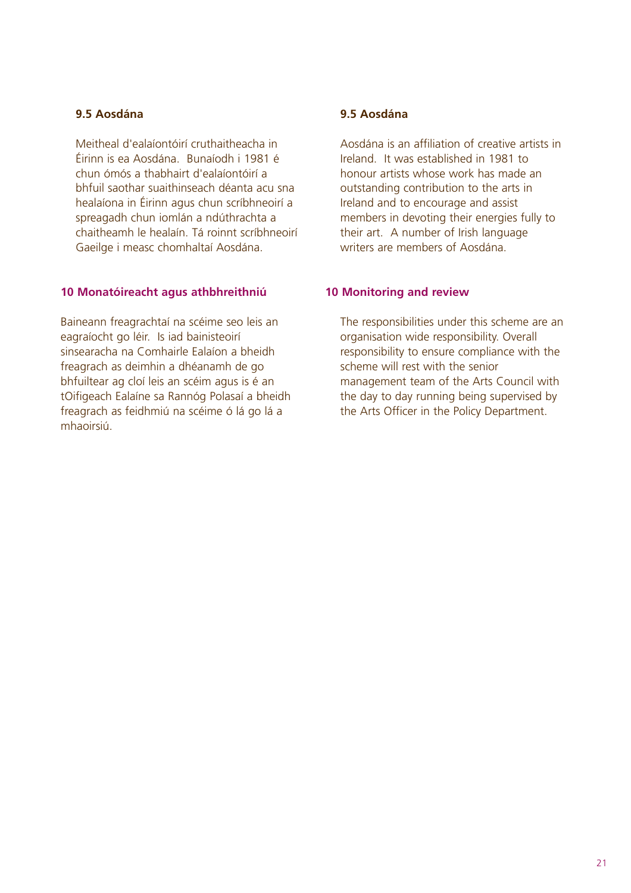### 9.5 Aosdána

Meitheal d'ealaíontóirí cruthaitheacha in Éirinn is ea Aosdána. Bunaíodh i 1981 é chun ómós a thabhairt d'ealaíontóirí a bhfuil saothar suaithinseach déanta acu sna healaíona in Éirinn agus chun scríbhneoirí a spreagadh chun iomlán a ndúthrachta a chaitheamh le healaín. Tá roinnt scríbhneoirí Gaeilge i measc chomhaltaí Aosdána.

## 10 Monatóireacht agus athbhreithniú

Baineann freagrachtaí na scéime seo leis an eagraíocht go léir. Is iad bainisteoirí sinsearacha na Comhairle Ealaíon a bheidh freagrach as deimhin a dhéanamh de go bhfuiltear ag cloí leis an scéim agus is é an tOifigeach Ealaíne sa Rannóg Polasaí a bheidh freagrach as feidhmiú na scéime ó lá go lá a mhaoirsiú.

### 9.5 Aosdána

Aosdána is an affiliation of creative artists in Ireland. It was established in 1981 to honour artists whose work has made an outstanding contribution to the arts in Ireland and to encourage and assist members in devoting their energies fully to their art. A number of Irish language writers are members of Aosdána.

## 10 Monitoring and review

The responsibilities under this scheme are an organisation wide responsibility. Overall responsibility to ensure compliance with the scheme will rest with the senior management team of the Arts Council with the day to day running being supervised by the Arts Officer in the Policy Department.